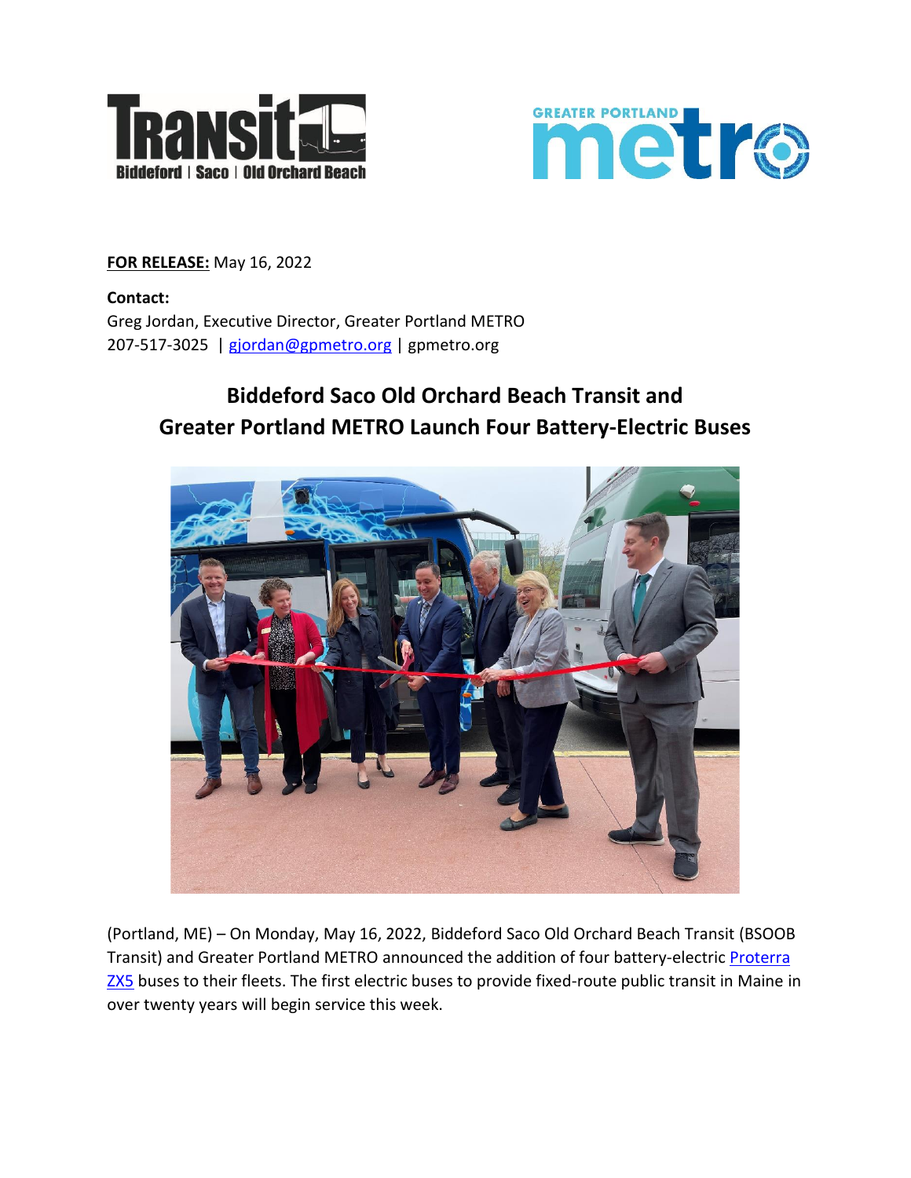**FOR RELEASE:** May 16, 2022

**Contact:**
Greg Jordan, Executive Director, Greater Portland METRO
207-517-3025 | gjordan@gpmetro.org | gpmetro.org

## Biddeford Saco Old Orchard Beach Transit and Greater Portland METRO Launch Four Battery-Electric Buses

(Portland, ME) – On Monday, May 16, 2022, Biddeford Saco Old Orchard Beach Transit (BSOOB Transit) and Greater Portland METRO announced the addition of four battery-electric Proterra ZX5 buses to their fleets. The first electric buses to provide fixed-route public transit in Maine in over twenty years will begin service this week.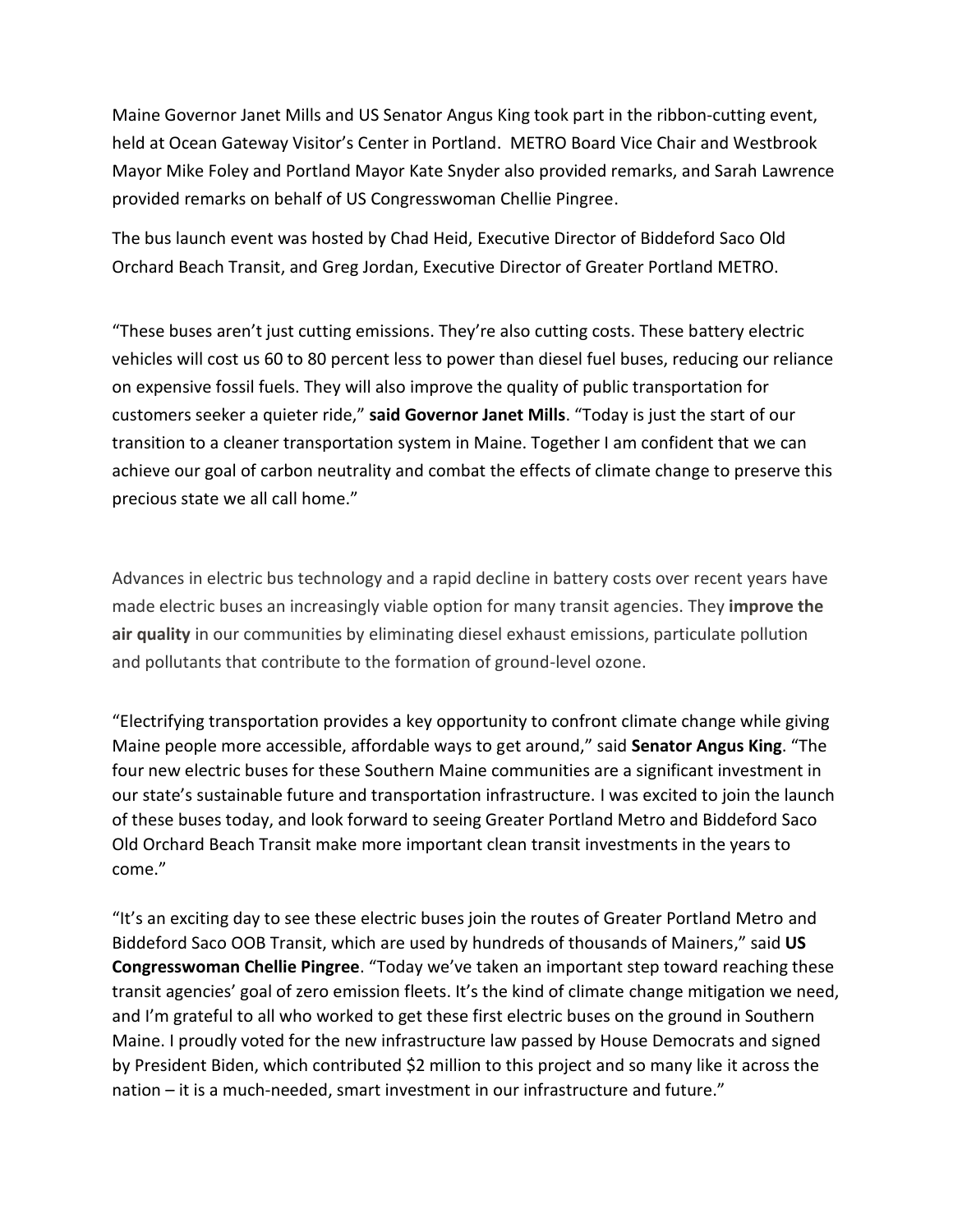Maine Governor Janet Mills and US Senator Angus King took part in the ribbon-cutting event, held at Ocean Gateway Visitor's Center in Portland. METRO Board Vice Chair and Westbrook Mayor Mike Foley and Portland Mayor Kate Snyder also provided remarks, and Sarah Lawrence provided remarks on behalf of US Congresswoman Chellie Pingree.

The bus launch event was hosted by Chad Heid, Executive Director of Biddeford Saco Old Orchard Beach Transit, and Greg Jordan, Executive Director of Greater Portland METRO.

"These buses aren't just cutting emissions. They're also cutting costs. These battery electric vehicles will cost us 60 to 80 percent less to power than diesel fuel buses, reducing our reliance on expensive fossil fuels. They will also improve the quality of public transportation for customers seeker a quieter ride," **said Governor Janet Mills**. "Today is just the start of our transition to a cleaner transportation system in Maine. Together I am confident that we can achieve our goal of carbon neutrality and combat the effects of climate change to preserve this precious state we all call home."

Advances in electric bus technology and a rapid decline in battery costs over recent years have made electric buses an increasingly viable option for many transit agencies. They **improve the air quality** in our communities by eliminating diesel exhaust emissions, particulate pollution and pollutants that contribute to the formation of ground-level ozone.

"Electrifying transportation provides a key opportunity to confront climate change while giving Maine people more accessible, affordable ways to get around," said **Senator Angus King**. "The four new electric buses for these Southern Maine communities are a significant investment in our state's sustainable future and transportation infrastructure. I was excited to join the launch of these buses today, and look forward to seeing Greater Portland Metro and Biddeford Saco Old Orchard Beach Transit make more important clean transit investments in the years to come."

"It's an exciting day to see these electric buses join the routes of Greater Portland Metro and Biddeford Saco OOB Transit, which are used by hundreds of thousands of Mainers," said **US Congresswoman Chellie Pingree**. "Today we've taken an important step toward reaching these transit agencies' goal of zero emission fleets. It's the kind of climate change mitigation we need, and I'm grateful to all who worked to get these first electric buses on the ground in Southern Maine. I proudly voted for the new infrastructure law passed by House Democrats and signed by President Biden, which contributed $2 million to this project and so many like it across the nation – it is a much-needed, smart investment in our infrastructure and future."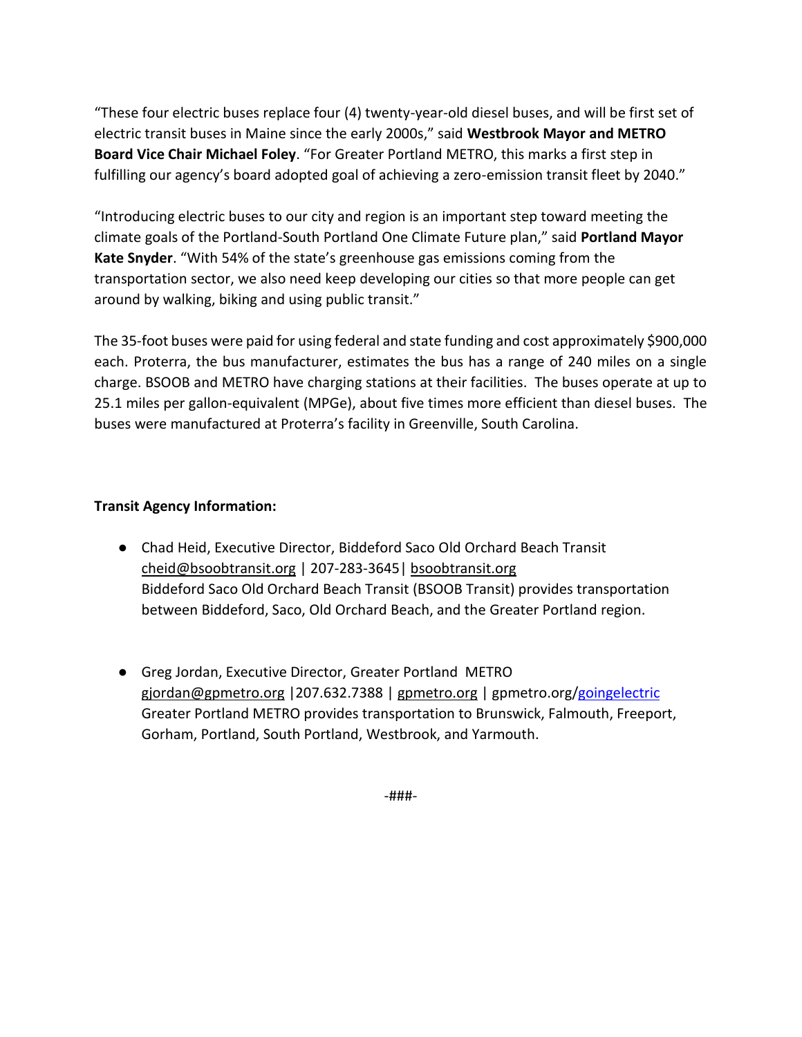"These four electric buses replace four (4) twenty-year-old diesel buses, and will be first set of electric transit buses in Maine since the early 2000s," said **Westbrook Mayor and METRO Board Vice Chair Michael Foley**. "For Greater Portland METRO, this marks a first step in fulfilling our agency's board adopted goal of achieving a zero-emission transit fleet by 2040."

"Introducing electric buses to our city and region is an important step toward meeting the climate goals of the Portland-South Portland One Climate Future plan," said **Portland Mayor Kate Snyder**. "With 54% of the state's greenhouse gas emissions coming from the transportation sector, we also need keep developing our cities so that more people can get around by walking, biking and using public transit."

The 35-foot buses were paid for using federal and state funding and cost approximately $900,000 each. Proterra, the bus manufacturer, estimates the bus has a range of 240 miles on a single charge. BSOOB and METRO have charging stations at their facilities. The buses operate at up to 25.1 miles per gallon-equivalent (MPGe), about five times more efficient than diesel buses. The buses were manufactured at Proterra's facility in Greenville, South Carolina.

**Transit Agency Information:**

- Chad Heid, Executive Director, Biddeford Saco Old Orchard Beach Transit
  cheid@bsoobtransit.org | 207-283-3645| bsoobtransit.org
  Biddeford Saco Old Orchard Beach Transit (BSOOB Transit) provides transportation between Biddeford, Saco, Old Orchard Beach, and the Greater Portland region.

- Greg Jordan, Executive Director, Greater Portland METRO
  gjordan@gpmetro.org |207.632.7388 | gpmetro.org | gpmetro.org/goingelectric
  Greater Portland METRO provides transportation to Brunswick, Falmouth, Freeport, Gorham, Portland, South Portland, Westbrook, and Yarmouth.

-###-